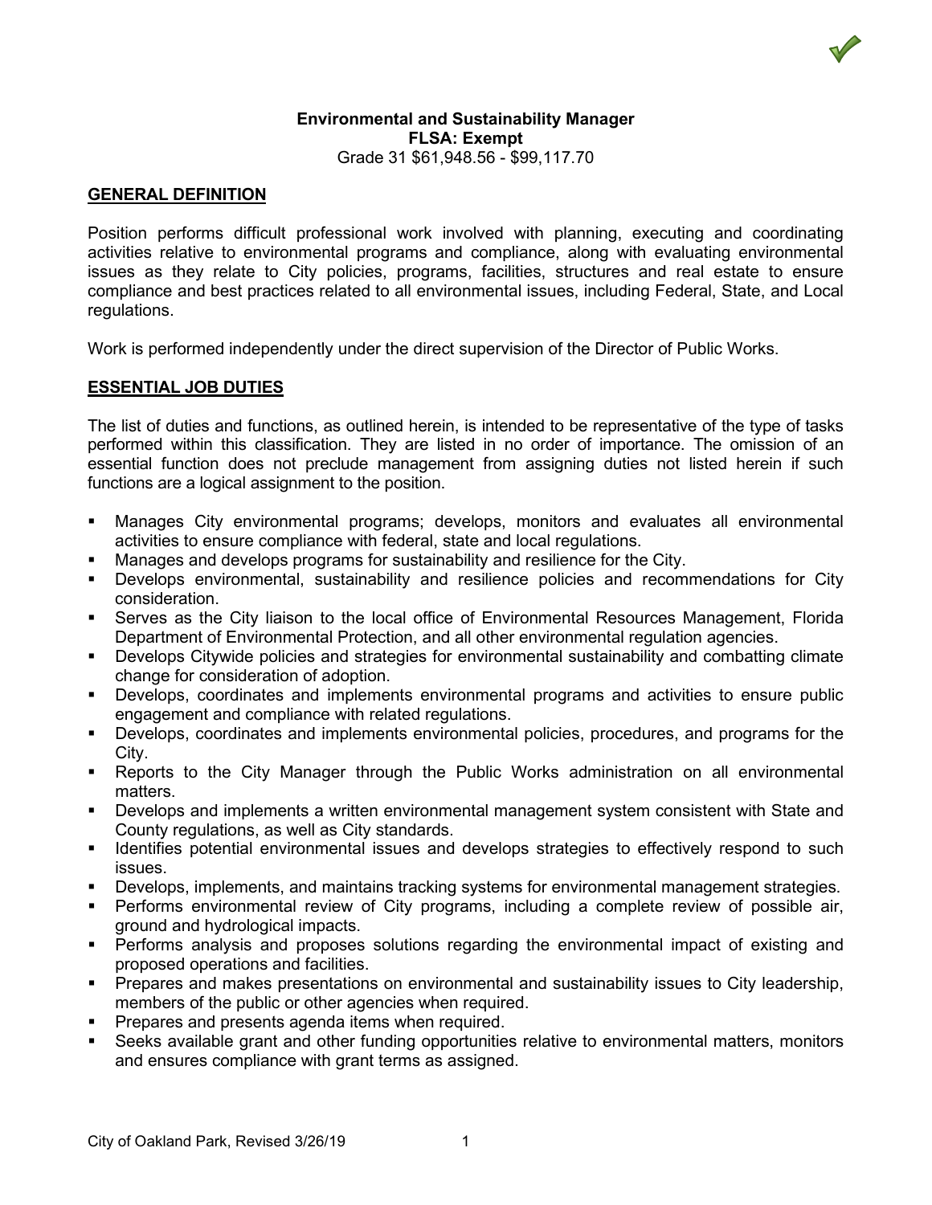**Environmental and Sustainability Manager**
**FLSA: Exempt**
Grade 31 $61,948.56 - $99,117.70

## GENERAL DEFINITION

Position performs difficult professional work involved with planning, executing and coordinating activities relative to environmental programs and compliance, along with evaluating environmental issues as they relate to City policies, programs, facilities, structures and real estate to ensure compliance and best practices related to all environmental issues, including Federal, State, and Local regulations.

Work is performed independently under the direct supervision of the Director of Public Works.

## ESSENTIAL JOB DUTIES

The list of duties and functions, as outlined herein, is intended to be representative of the type of tasks performed within this classification. They are listed in no order of importance. The omission of an essential function does not preclude management from assigning duties not listed herein if such functions are a logical assignment to the position.

- Manages City environmental programs; develops, monitors and evaluates all environmental activities to ensure compliance with federal, state and local regulations.
- Manages and develops programs for sustainability and resilience for the City.
- Develops environmental, sustainability and resilience policies and recommendations for City consideration.
- Serves as the City liaison to the local office of Environmental Resources Management, Florida Department of Environmental Protection, and all other environmental regulation agencies.
- Develops Citywide policies and strategies for environmental sustainability and combatting climate change for consideration of adoption.
- Develops, coordinates and implements environmental programs and activities to ensure public engagement and compliance with related regulations.
- Develops, coordinates and implements environmental policies, procedures, and programs for the City.
- Reports to the City Manager through the Public Works administration on all environmental matters.
- Develops and implements a written environmental management system consistent with State and County regulations, as well as City standards.
- Identifies potential environmental issues and develops strategies to effectively respond to such issues.
- Develops, implements, and maintains tracking systems for environmental management strategies.
- Performs environmental review of City programs, including a complete review of possible air, ground and hydrological impacts.
- Performs analysis and proposes solutions regarding the environmental impact of existing and proposed operations and facilities.
- Prepares and makes presentations on environmental and sustainability issues to City leadership, members of the public or other agencies when required.
- Prepares and presents agenda items when required.
- Seeks available grant and other funding opportunities relative to environmental matters, monitors and ensures compliance with grant terms as assigned.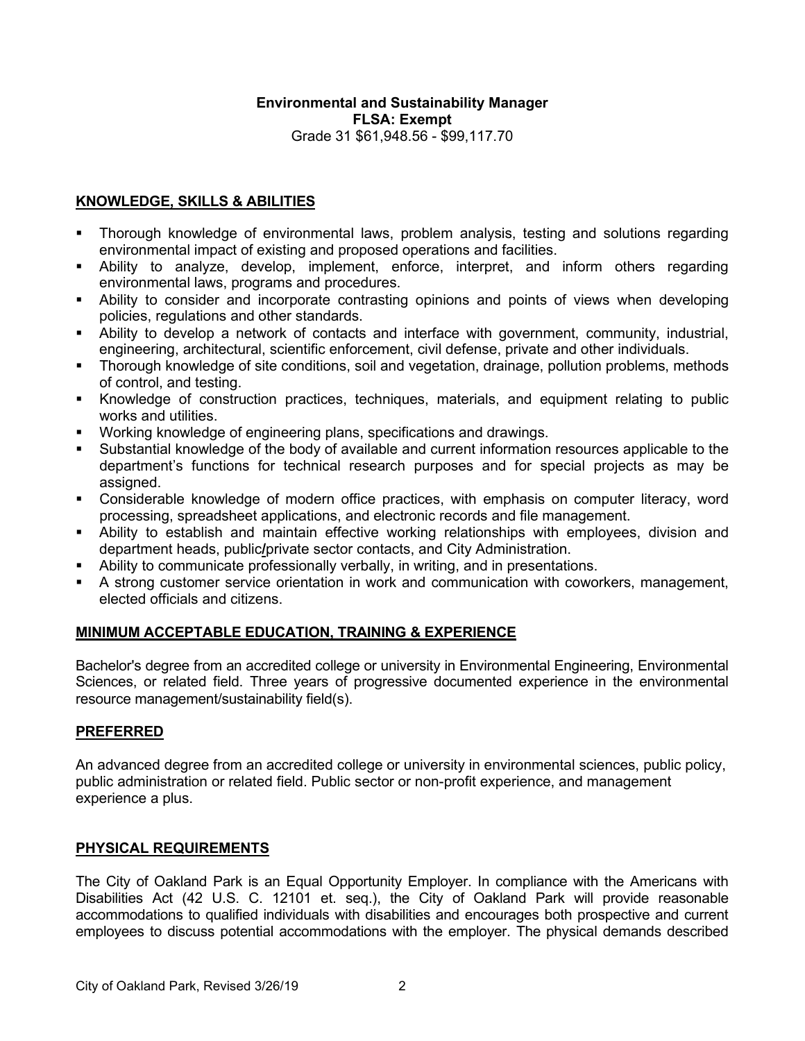**Environmental and Sustainability Manager**
**FLSA: Exempt**
Grade 31 $61,948.56 - $99,117.70

## KNOWLEDGE, SKILLS & ABILITIES

- Thorough knowledge of environmental laws, problem analysis, testing and solutions regarding environmental impact of existing and proposed operations and facilities.
- Ability to analyze, develop, implement, enforce, interpret, and inform others regarding environmental laws, programs and procedures.
- Ability to consider and incorporate contrasting opinions and points of views when developing policies, regulations and other standards.
- Ability to develop a network of contacts and interface with government, community, industrial, engineering, architectural, scientific enforcement, civil defense, private and other individuals.
- Thorough knowledge of site conditions, soil and vegetation, drainage, pollution problems, methods of control, and testing.
- Knowledge of construction practices, techniques, materials, and equipment relating to public works and utilities.
- Working knowledge of engineering plans, specifications and drawings.
- Substantial knowledge of the body of available and current information resources applicable to the department's functions for technical research purposes and for special projects as may be assigned.
- Considerable knowledge of modern office practices, with emphasis on computer literacy, word processing, spreadsheet applications, and electronic records and file management.
- Ability to establish and maintain effective working relationships with employees, division and department heads, public/private sector contacts, and City Administration.
- Ability to communicate professionally verbally, in writing, and in presentations.
- A strong customer service orientation in work and communication with coworkers, management, elected officials and citizens.

## MINIMUM ACCEPTABLE EDUCATION, TRAINING & EXPERIENCE

Bachelor's degree from an accredited college or university in Environmental Engineering, Environmental Sciences, or related field. Three years of progressive documented experience in the environmental resource management/sustainability field(s).

## PREFERRED

An advanced degree from an accredited college or university in environmental sciences, public policy, public administration or related field. Public sector or non-profit experience, and management experience a plus.

## PHYSICAL REQUIREMENTS

The City of Oakland Park is an Equal Opportunity Employer. In compliance with the Americans with Disabilities Act (42 U.S. C. 12101 et. seq.), the City of Oakland Park will provide reasonable accommodations to qualified individuals with disabilities and encourages both prospective and current employees to discuss potential accommodations with the employer. The physical demands described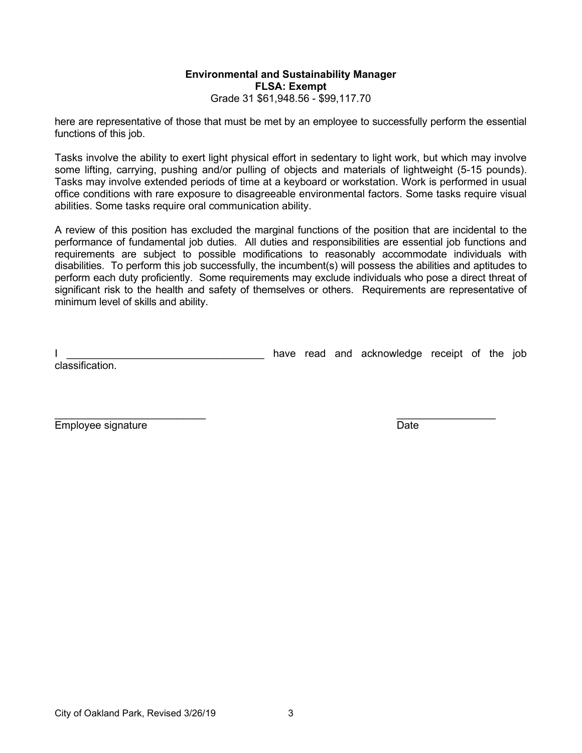**Environmental and Sustainability Manager**
**FLSA: Exempt**
Grade 31 $61,948.56 - $99,117.70

here are representative of those that must be met by an employee to successfully perform the essential functions of this job.

Tasks involve the ability to exert light physical effort in sedentary to light work, but which may involve some lifting, carrying, pushing and/or pulling of objects and materials of lightweight (5-15 pounds). Tasks may involve extended periods of time at a keyboard or workstation. Work is performed in usual office conditions with rare exposure to disagreeable environmental factors. Some tasks require visual abilities. Some tasks require oral communication ability.

A review of this position has excluded the marginal functions of the position that are incidental to the performance of fundamental job duties. All duties and responsibilities are essential job functions and requirements are subject to possible modifications to reasonably accommodate individuals with disabilities. To perform this job successfully, the incumbent(s) will possess the abilities and aptitudes to perform each duty proficiently. Some requirements may exclude individuals who pose a direct threat of significant risk to the health and safety of themselves or others. Requirements are representative of minimum level of skills and ability.

I __________________________________ have read and acknowledge receipt of the job classification.

___________________________ Employee signature

_________________ Date

City of Oakland Park, Revised 3/26/19